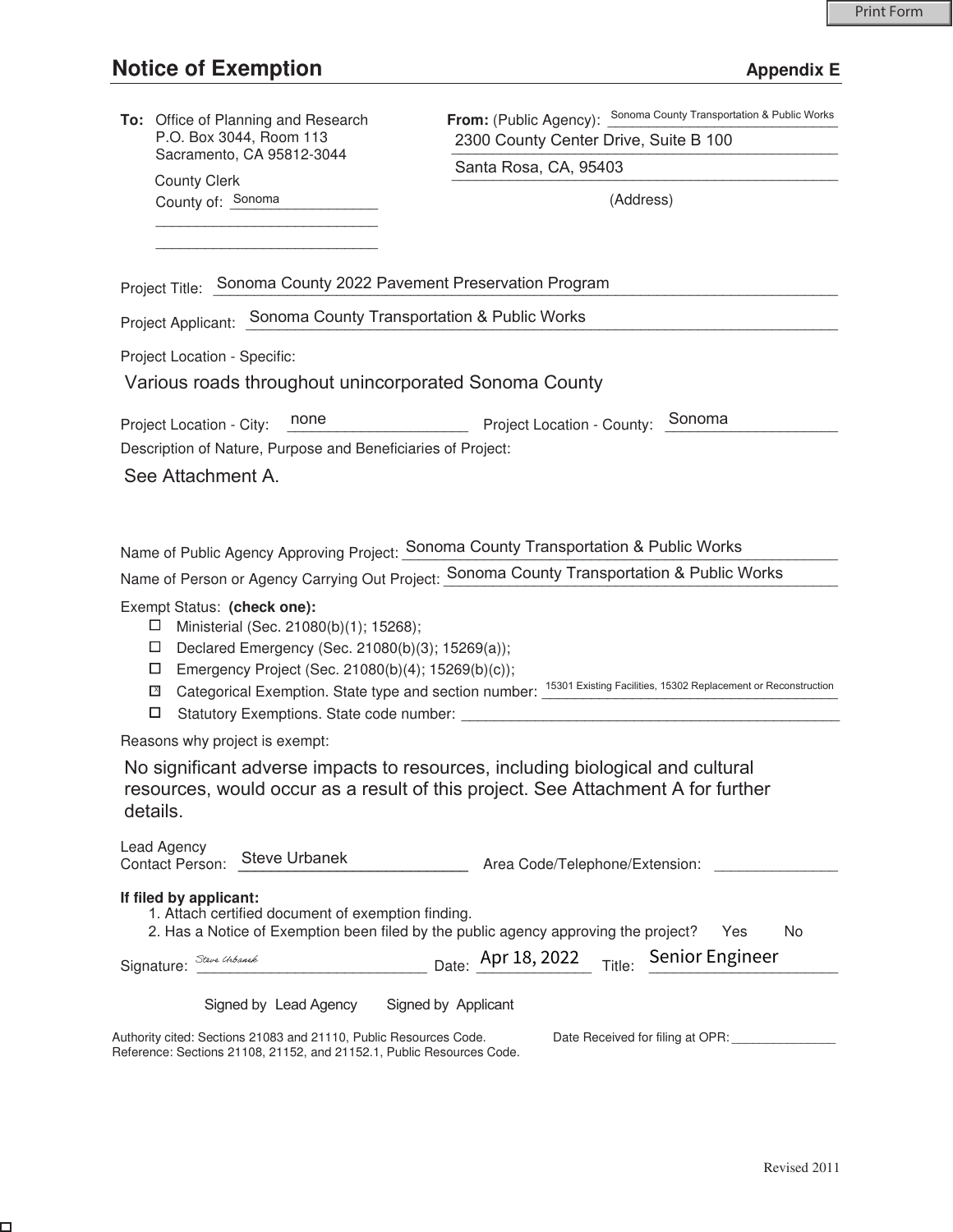# Notice of Exemption

**Appendix E**

**To:** Office of Planning and Research
P.O. Box 3044, Room 113
Sacramento, CA 95812-3044

County Clerk
County of: Sonoma

**From:** (Public Agency): Sonoma County Transportation & Public Works
2300 County Center Drive, Suite B 100
Santa Rosa, CA, 95403
(Address)

Project Title: Sonoma County 2022 Pavement Preservation Program

Project Applicant: Sonoma County Transportation & Public Works

Project Location - Specific:

Various roads throughout unincorporated Sonoma County

Project Location - City: none Project Location - County: Sonoma

Description of Nature, Purpose and Beneficiaries of Project:

See Attachment A.

Name of Public Agency Approving Project: Sonoma County Transportation & Public Works

Name of Person or Agency Carrying Out Project: Sonoma County Transportation & Public Works

Exempt Status: **(check one):**

- ☐ Ministerial (Sec. 21080(b)(1); 15268);
- ☐ Declared Emergency (Sec. 21080(b)(3); 15269(a));
- ☐ Emergency Project (Sec. 21080(b)(4); 15269(b)(c));
- ☒ Categorical Exemption. State type and section number: 15301 Existing Facilities, 15302 Replacement or Reconstruction
- ☐ Statutory Exemptions. State code number:

Reasons why project is exempt:

No significant adverse impacts to resources, including biological and cultural resources, would occur as a result of this project. See Attachment A for further details.

Lead Agency
Contact Person: Steve Urbanek Area Code/Telephone/Extension:

**If filed by applicant:**

1. Attach certified document of exemption finding.
2. Has a Notice of Exemption been filed by the public agency approving the project? Yes No

Signature: *Steve Urbanek* Date: Apr 18, 2022 Title: Senior Engineer

Signed by Lead Agency Signed by Applicant

Authority cited: Sections 21083 and 21110, Public Resources Code.
Reference: Sections 21108, 21152, and 21152.1, Public Resources Code.

Date Received for filing at OPR:

Revised 2011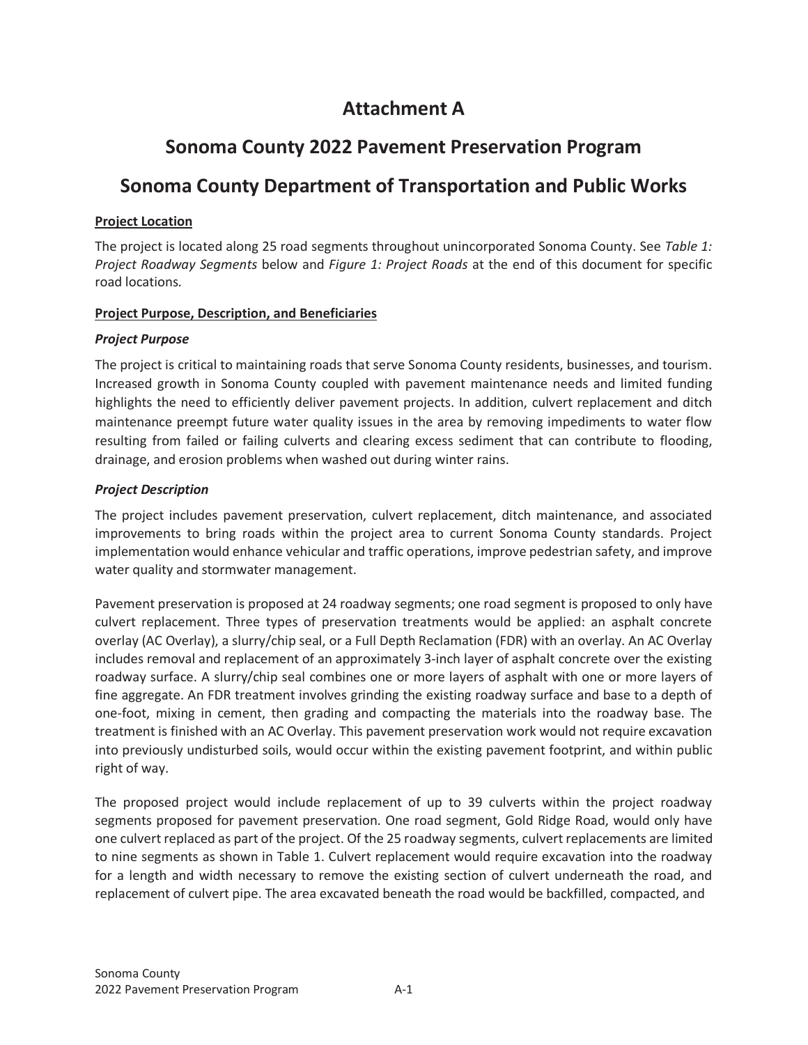# Attachment A

# Sonoma County 2022 Pavement Preservation Program

# Sonoma County Department of Transportation and Public Works

**Project Location**

The project is located along 25 road segments throughout unincorporated Sonoma County. See *Table 1: Project Roadway Segments* below and *Figure 1: Project Roads* at the end of this document for specific road locations.

**Project Purpose, Description, and Beneficiaries**

***Project Purpose***

The project is critical to maintaining roads that serve Sonoma County residents, businesses, and tourism. Increased growth in Sonoma County coupled with pavement maintenance needs and limited funding highlights the need to efficiently deliver pavement projects. In addition, culvert replacement and ditch maintenance preempt future water quality issues in the area by removing impediments to water flow resulting from failed or failing culverts and clearing excess sediment that can contribute to flooding, drainage, and erosion problems when washed out during winter rains.

***Project Description***

The project includes pavement preservation, culvert replacement, ditch maintenance, and associated improvements to bring roads within the project area to current Sonoma County standards. Project implementation would enhance vehicular and traffic operations, improve pedestrian safety, and improve water quality and stormwater management.

Pavement preservation is proposed at 24 roadway segments; one road segment is proposed to only have culvert replacement. Three types of preservation treatments would be applied: an asphalt concrete overlay (AC Overlay), a slurry/chip seal, or a Full Depth Reclamation (FDR) with an overlay. An AC Overlay includes removal and replacement of an approximately 3-inch layer of asphalt concrete over the existing roadway surface. A slurry/chip seal combines one or more layers of asphalt with one or more layers of fine aggregate. An FDR treatment involves grinding the existing roadway surface and base to a depth of one-foot, mixing in cement, then grading and compacting the materials into the roadway base. The treatment is finished with an AC Overlay. This pavement preservation work would not require excavation into previously undisturbed soils, would occur within the existing pavement footprint, and within public right of way.

The proposed project would include replacement of up to 39 culverts within the project roadway segments proposed for pavement preservation. One road segment, Gold Ridge Road, would only have one culvert replaced as part of the project. Of the 25 roadway segments, culvert replacements are limited to nine segments as shown in Table 1. Culvert replacement would require excavation into the roadway for a length and width necessary to remove the existing section of culvert underneath the road, and replacement of culvert pipe. The area excavated beneath the road would be backfilled, compacted, and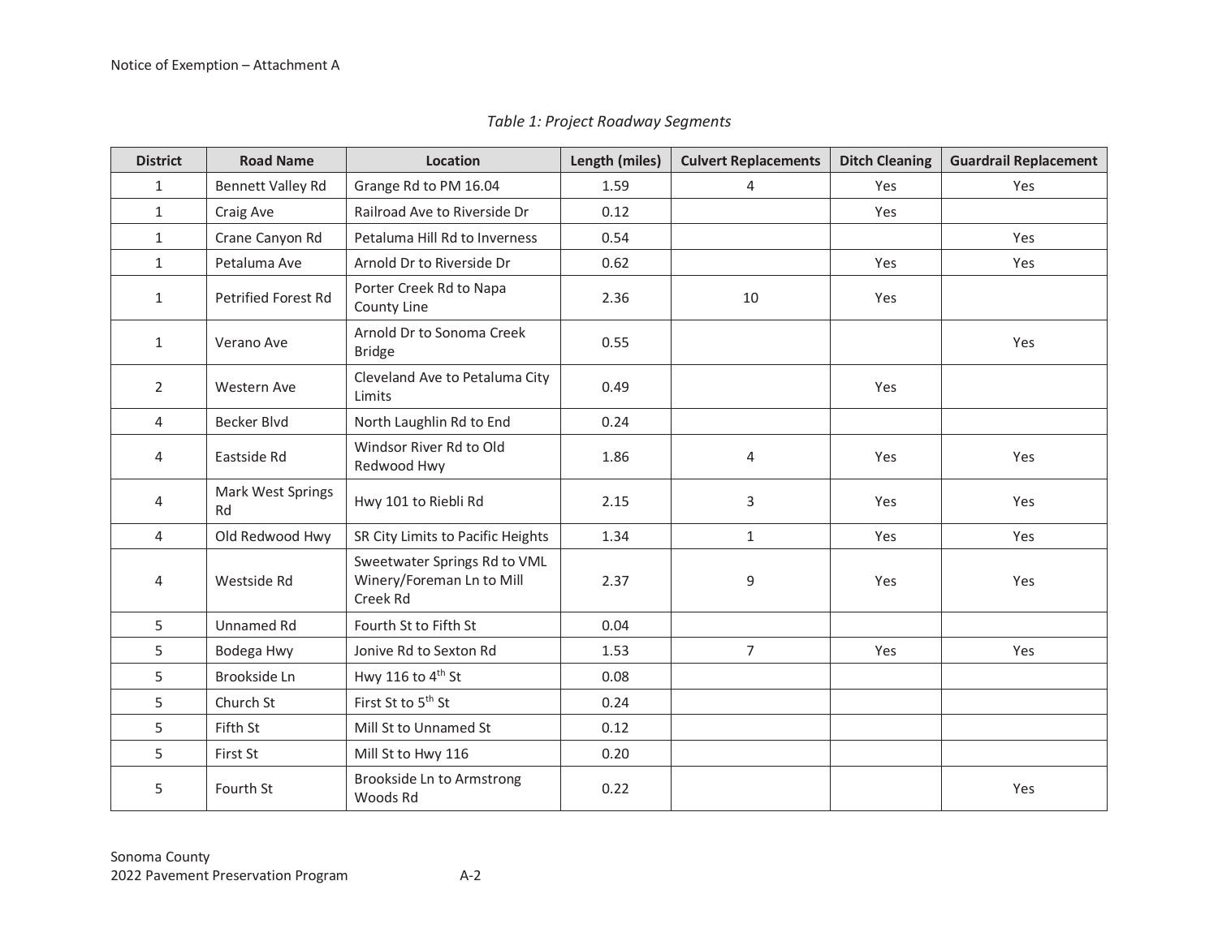*Table 1: Project Roadway Segments*

| District | Road Name | Location | Length (miles) | Culvert Replacements | Ditch Cleaning | Guardrail Replacement |
|---|---|---|---|---|---|---|
| 1 | Bennett Valley Rd | Grange Rd to PM 16.04 | 1.59 | 4 | Yes | Yes |
| 1 | Craig Ave | Railroad Ave to Riverside Dr | 0.12 | | Yes | |
| 1 | Crane Canyon Rd | Petaluma Hill Rd to Inverness | 0.54 | | | Yes |
| 1 | Petaluma Ave | Arnold Dr to Riverside Dr | 0.62 | | Yes | Yes |
| 1 | Petrified Forest Rd | Porter Creek Rd to Napa County Line | 2.36 | 10 | Yes | |
| 1 | Verano Ave | Arnold Dr to Sonoma Creek Bridge | 0.55 | | | Yes |
| 2 | Western Ave | Cleveland Ave to Petaluma City Limits | 0.49 | | Yes | |
| 4 | Becker Blvd | North Laughlin Rd to End | 0.24 | | | |
| 4 | Eastside Rd | Windsor River Rd to Old Redwood Hwy | 1.86 | 4 | Yes | Yes |
| 4 | Mark West Springs Rd | Hwy 101 to Riebli Rd | 2.15 | 3 | Yes | Yes |
| 4 | Old Redwood Hwy | SR City Limits to Pacific Heights | 1.34 | 1 | Yes | Yes |
| 4 | Westside Rd | Sweetwater Springs Rd to VML Winery/Foreman Ln to Mill Creek Rd | 2.37 | 9 | Yes | Yes |
| 5 | Unnamed Rd | Fourth St to Fifth St | 0.04 | | | |
| 5 | Bodega Hwy | Jonive Rd to Sexton Rd | 1.53 | 7 | Yes | Yes |
| 5 | Brookside Ln | Hwy 116 to 4th St | 0.08 | | | |
| 5 | Church St | First St to 5th St | 0.24 | | | |
| 5 | Fifth St | Mill St to Unnamed St | 0.12 | | | |
| 5 | First St | Mill St to Hwy 116 | 0.20 | | | |
| 5 | Fourth St | Brookside Ln to Armstrong Woods Rd | 0.22 | | | Yes |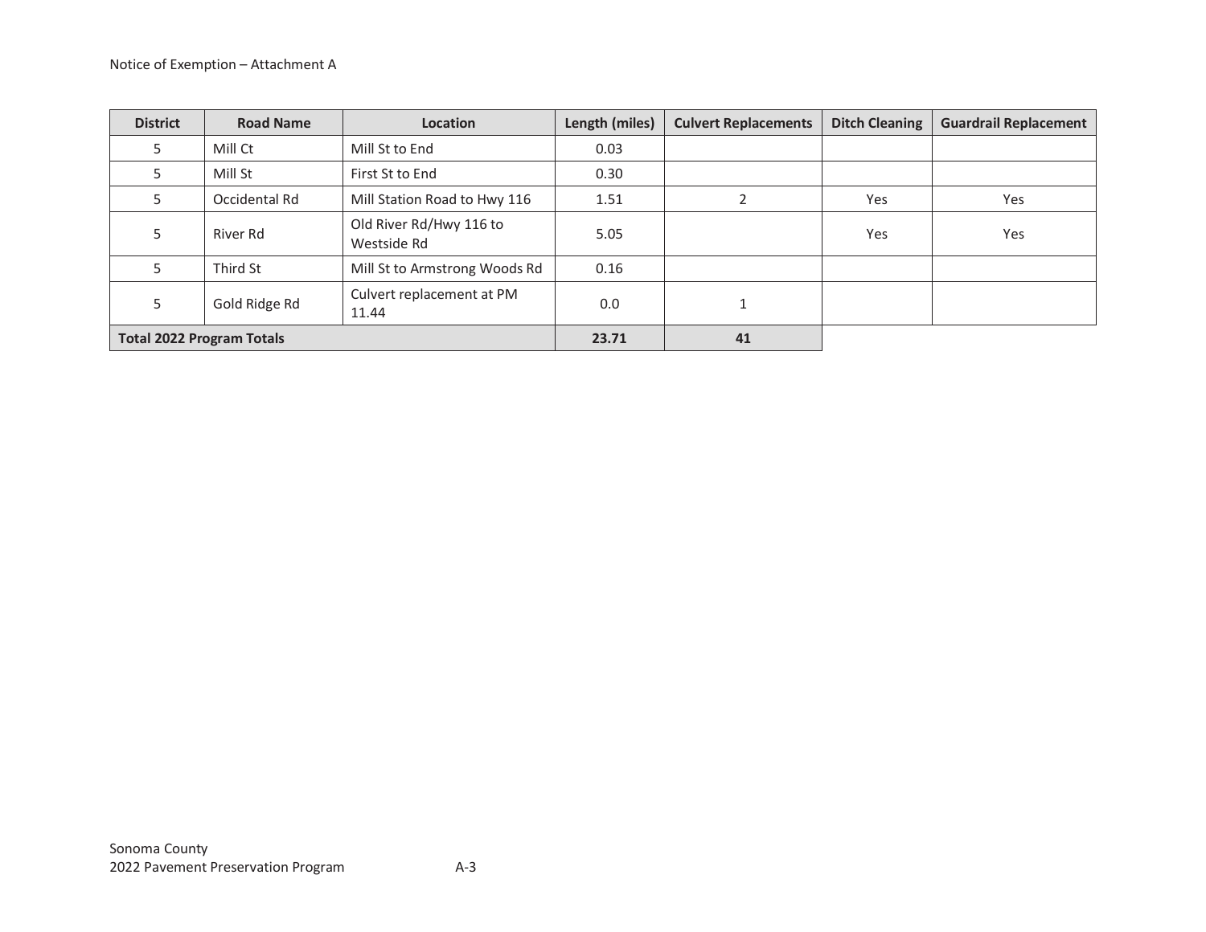Notice of Exemption – Attachment A

| District | Road Name | Location | Length (miles) | Culvert Replacements | Ditch Cleaning | Guardrail Replacement |
|---|---|---|---|---|---|---|
| 5 | Mill Ct | Mill St to End | 0.03 | | | |
| 5 | Mill St | First St to End | 0.30 | | | |
| 5 | Occidental Rd | Mill Station Road to Hwy 116 | 1.51 | 2 | Yes | Yes |
| 5 | River Rd | Old River Rd/Hwy 116 to Westside Rd | 5.05 | | Yes | Yes |
| 5 | Third St | Mill St to Armstrong Woods Rd | 0.16 | | | |
| 5 | Gold Ridge Rd | Culvert replacement at PM 11.44 | 0.0 | 1 | | |
| **Total 2022 Program Totals** | | | **23.71** | **41** | | |

Sonoma County
2022 Pavement Preservation Program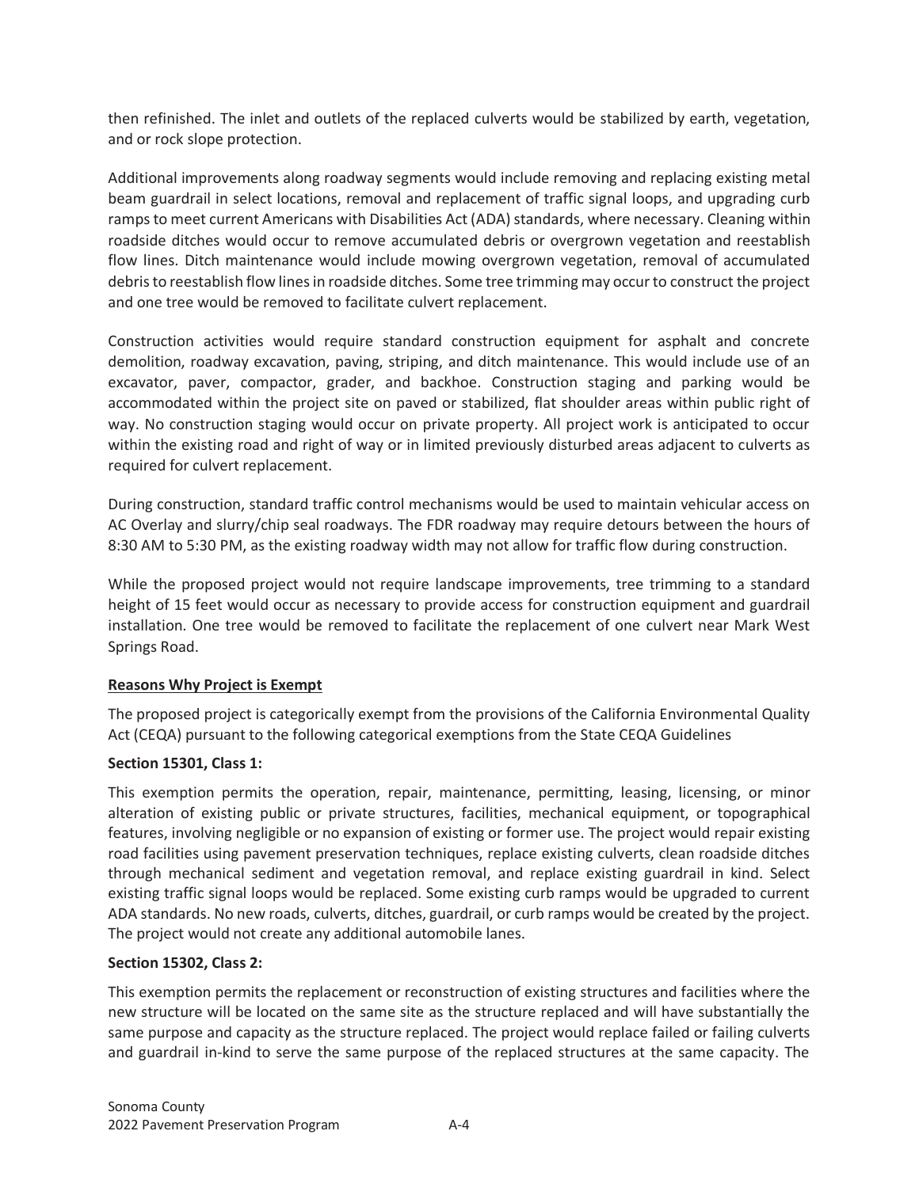then refinished. The inlet and outlets of the replaced culverts would be stabilized by earth, vegetation, and or rock slope protection.

Additional improvements along roadway segments would include removing and replacing existing metal beam guardrail in select locations, removal and replacement of traffic signal loops, and upgrading curb ramps to meet current Americans with Disabilities Act (ADA) standards, where necessary. Cleaning within roadside ditches would occur to remove accumulated debris or overgrown vegetation and reestablish flow lines. Ditch maintenance would include mowing overgrown vegetation, removal of accumulated debris to reestablish flow lines in roadside ditches. Some tree trimming may occur to construct the project and one tree would be removed to facilitate culvert replacement.

Construction activities would require standard construction equipment for asphalt and concrete demolition, roadway excavation, paving, striping, and ditch maintenance. This would include use of an excavator, paver, compactor, grader, and backhoe. Construction staging and parking would be accommodated within the project site on paved or stabilized, flat shoulder areas within public right of way. No construction staging would occur on private property. All project work is anticipated to occur within the existing road and right of way or in limited previously disturbed areas adjacent to culverts as required for culvert replacement.

During construction, standard traffic control mechanisms would be used to maintain vehicular access on AC Overlay and slurry/chip seal roadways. The FDR roadway may require detours between the hours of 8:30 AM to 5:30 PM, as the existing roadway width may not allow for traffic flow during construction.

While the proposed project would not require landscape improvements, tree trimming to a standard height of 15 feet would occur as necessary to provide access for construction equipment and guardrail installation. One tree would be removed to facilitate the replacement of one culvert near Mark West Springs Road.

**Reasons Why Project is Exempt**

The proposed project is categorically exempt from the provisions of the California Environmental Quality Act (CEQA) pursuant to the following categorical exemptions from the State CEQA Guidelines

**Section 15301, Class 1:**

This exemption permits the operation, repair, maintenance, permitting, leasing, licensing, or minor alteration of existing public or private structures, facilities, mechanical equipment, or topographical features, involving negligible or no expansion of existing or former use. The project would repair existing road facilities using pavement preservation techniques, replace existing culverts, clean roadside ditches through mechanical sediment and vegetation removal, and replace existing guardrail in kind. Select existing traffic signal loops would be replaced. Some existing curb ramps would be upgraded to current ADA standards. No new roads, culverts, ditches, guardrail, or curb ramps would be created by the project. The project would not create any additional automobile lanes.

**Section 15302, Class 2:**

This exemption permits the replacement or reconstruction of existing structures and facilities where the new structure will be located on the same site as the structure replaced and will have substantially the same purpose and capacity as the structure replaced. The project would replace failed or failing culverts and guardrail in-kind to serve the same purpose of the replaced structures at the same capacity. The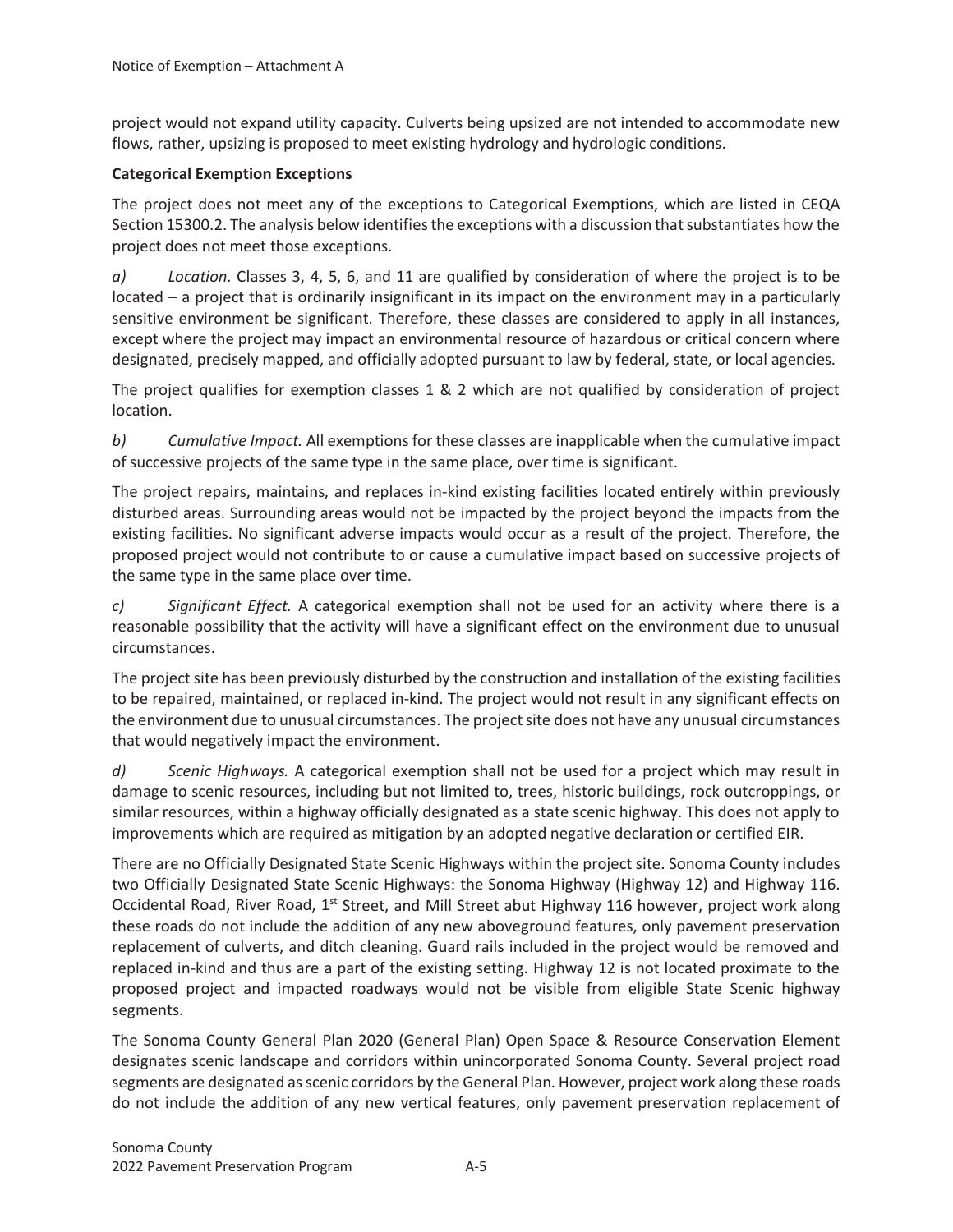project would not expand utility capacity. Culverts being upsized are not intended to accommodate new flows, rather, upsizing is proposed to meet existing hydrology and hydrologic conditions.

**Categorical Exemption Exceptions**

The project does not meet any of the exceptions to Categorical Exemptions, which are listed in CEQA Section 15300.2. The analysis below identifies the exceptions with a discussion that substantiates how the project does not meet those exceptions.

*a) Location.* Classes 3, 4, 5, 6, and 11 are qualified by consideration of where the project is to be located – a project that is ordinarily insignificant in its impact on the environment may in a particularly sensitive environment be significant. Therefore, these classes are considered to apply in all instances, except where the project may impact an environmental resource of hazardous or critical concern where designated, precisely mapped, and officially adopted pursuant to law by federal, state, or local agencies.

The project qualifies for exemption classes 1 & 2 which are not qualified by consideration of project location.

*b) Cumulative Impact.* All exemptions for these classes are inapplicable when the cumulative impact of successive projects of the same type in the same place, over time is significant.

The project repairs, maintains, and replaces in-kind existing facilities located entirely within previously disturbed areas. Surrounding areas would not be impacted by the project beyond the impacts from the existing facilities. No significant adverse impacts would occur as a result of the project. Therefore, the proposed project would not contribute to or cause a cumulative impact based on successive projects of the same type in the same place over time.

*c) Significant Effect.* A categorical exemption shall not be used for an activity where there is a reasonable possibility that the activity will have a significant effect on the environment due to unusual circumstances.

The project site has been previously disturbed by the construction and installation of the existing facilities to be repaired, maintained, or replaced in-kind. The project would not result in any significant effects on the environment due to unusual circumstances. The project site does not have any unusual circumstances that would negatively impact the environment.

*d) Scenic Highways.* A categorical exemption shall not be used for a project which may result in damage to scenic resources, including but not limited to, trees, historic buildings, rock outcroppings, or similar resources, within a highway officially designated as a state scenic highway. This does not apply to improvements which are required as mitigation by an adopted negative declaration or certified EIR.

There are no Officially Designated State Scenic Highways within the project site. Sonoma County includes two Officially Designated State Scenic Highways: the Sonoma Highway (Highway 12) and Highway 116. Occidental Road, River Road, 1st Street, and Mill Street abut Highway 116 however, project work along these roads do not include the addition of any new aboveground features, only pavement preservation replacement of culverts, and ditch cleaning. Guard rails included in the project would be removed and replaced in-kind and thus are a part of the existing setting. Highway 12 is not located proximate to the proposed project and impacted roadways would not be visible from eligible State Scenic highway segments.

The Sonoma County General Plan 2020 (General Plan) Open Space & Resource Conservation Element designates scenic landscape and corridors within unincorporated Sonoma County. Several project road segments are designated as scenic corridors by the General Plan. However, project work along these roads do not include the addition of any new vertical features, only pavement preservation replacement of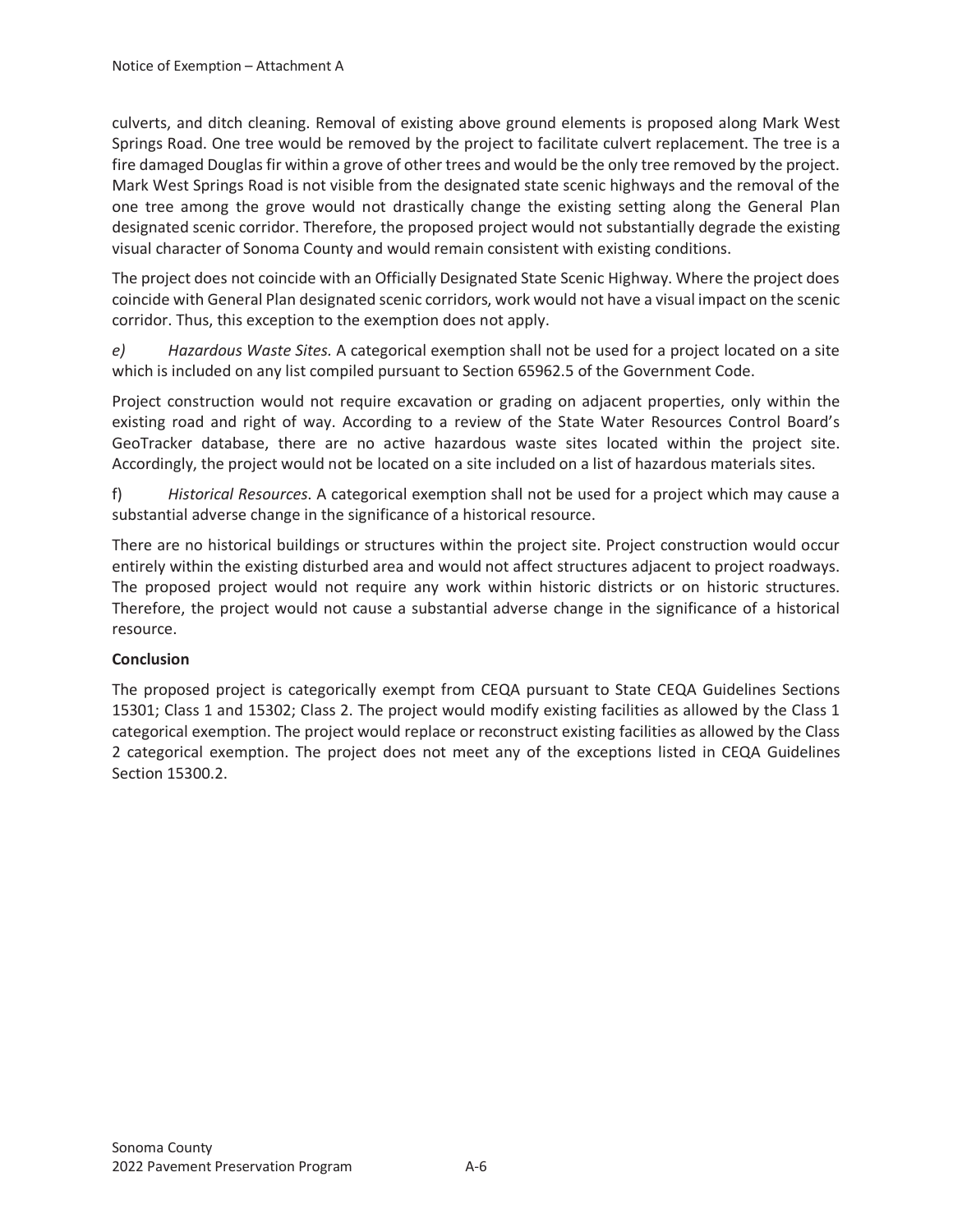culverts, and ditch cleaning. Removal of existing above ground elements is proposed along Mark West Springs Road. One tree would be removed by the project to facilitate culvert replacement. The tree is a fire damaged Douglas fir within a grove of other trees and would be the only tree removed by the project. Mark West Springs Road is not visible from the designated state scenic highways and the removal of the one tree among the grove would not drastically change the existing setting along the General Plan designated scenic corridor. Therefore, the proposed project would not substantially degrade the existing visual character of Sonoma County and would remain consistent with existing conditions.

The project does not coincide with an Officially Designated State Scenic Highway. Where the project does coincide with General Plan designated scenic corridors, work would not have a visual impact on the scenic corridor. Thus, this exception to the exemption does not apply.

*e)* *Hazardous Waste Sites.* A categorical exemption shall not be used for a project located on a site which is included on any list compiled pursuant to Section 65962.5 of the Government Code.

Project construction would not require excavation or grading on adjacent properties, only within the existing road and right of way. According to a review of the State Water Resources Control Board's GeoTracker database, there are no active hazardous waste sites located within the project site. Accordingly, the project would not be located on a site included on a list of hazardous materials sites.

f) *Historical Resources*. A categorical exemption shall not be used for a project which may cause a substantial adverse change in the significance of a historical resource.

There are no historical buildings or structures within the project site. Project construction would occur entirely within the existing disturbed area and would not affect structures adjacent to project roadways. The proposed project would not require any work within historic districts or on historic structures. Therefore, the project would not cause a substantial adverse change in the significance of a historical resource.

**Conclusion**

The proposed project is categorically exempt from CEQA pursuant to State CEQA Guidelines Sections 15301; Class 1 and 15302; Class 2. The project would modify existing facilities as allowed by the Class 1 categorical exemption. The project would replace or reconstruct existing facilities as allowed by the Class 2 categorical exemption. The project does not meet any of the exceptions listed in CEQA Guidelines Section 15300.2.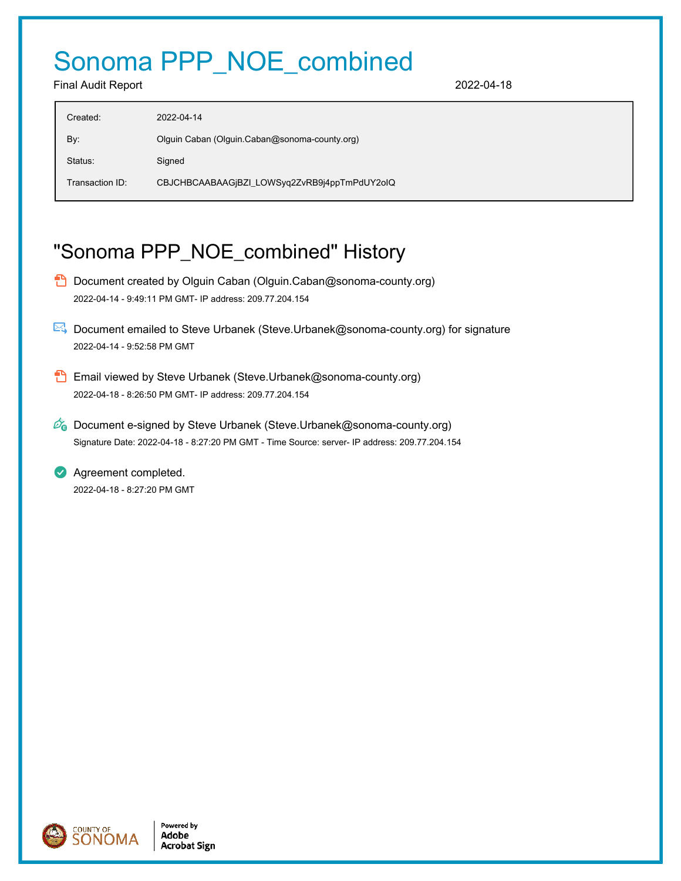# Sonoma PPP_NOE_combined

Final Audit Report 2022-04-18

| | |
|---|---|
| Created: | 2022-04-14 |
| By: | Olguin Caban (Olguin.Caban@sonoma-county.org) |
| Status: | Signed |
| Transaction ID: | CBJCHBCAABAAGjBZI_LOWSyq2ZvRB9j4ppTmPdUY2oIQ |

## "Sonoma PPP_NOE_combined" History

- Document created by Olguin Caban (Olguin.Caban@sonoma-county.org)
  2022-04-14 - 9:49:11 PM GMT- IP address: 209.77.204.154

- Document emailed to Steve Urbanek (Steve.Urbanek@sonoma-county.org) for signature
  2022-04-14 - 9:52:58 PM GMT

- Email viewed by Steve Urbanek (Steve.Urbanek@sonoma-county.org)
  2022-04-18 - 8:26:50 PM GMT- IP address: 209.77.204.154

- Document e-signed by Steve Urbanek (Steve.Urbanek@sonoma-county.org)
  Signature Date: 2022-04-18 - 8:27:20 PM GMT - Time Source: server- IP address: 209.77.204.154

- Agreement completed.
  2022-04-18 - 8:27:20 PM GMT

COUNTY OF SONOMA | Powered by Adobe Acrobat Sign